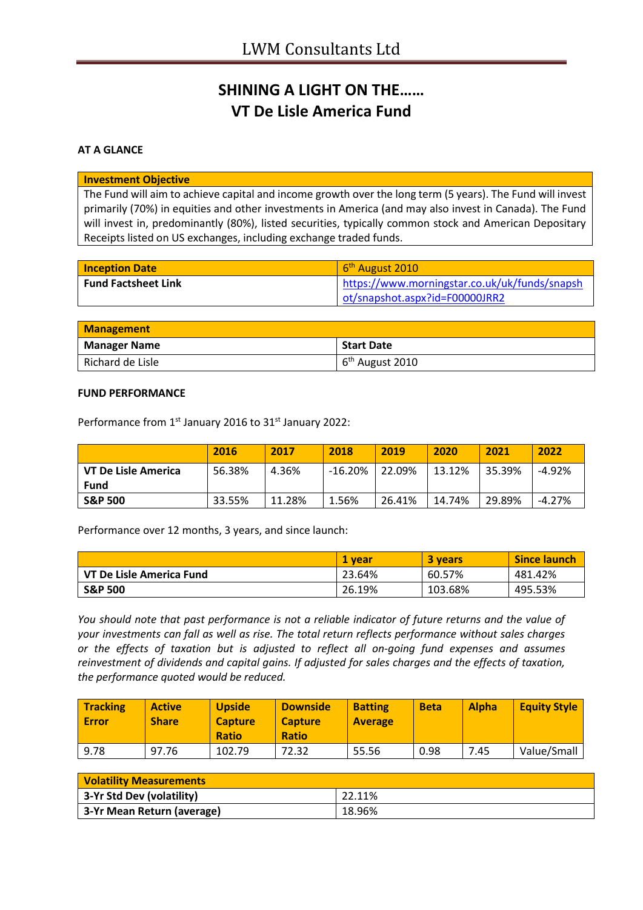# LWM Consultants Ltd

## SHINING A LIGHT ON THE……
## VT De Lisle America Fund

**AT A GLANCE**

| Investment Objective |
|---|
| The Fund will aim to achieve capital and income growth over the long term (5 years). The Fund will invest primarily (70%) in equities and other investments in America (and may also invest in Canada). The Fund will invest in, predominantly (80%), listed securities, typically common stock and American Depositary Receipts listed on US exchanges, including exchange traded funds. |

| Inception Date | 6th August 2010 |
|---|---|
| Fund Factsheet Link | https://www.morningstar.co.uk/uk/funds/snapshot/snapshot.aspx?id=F00000JRR2 |

| Management | |
|---|---|
| **Manager Name** | **Start Date** |
| Richard de Lisle | 6th August 2010 |

**FUND PERFORMANCE**

Performance from 1st January 2016 to 31st January 2022:

| | 2016 | 2017 | 2018 | 2019 | 2020 | 2021 | 2022 |
|---|---|---|---|---|---|---|---|
| **VT De Lisle America Fund** | 56.38% | 4.36% | -16.20% | 22.09% | 13.12% | 35.39% | -4.92% |
| **S&P 500** | 33.55% | 11.28% | 1.56% | 26.41% | 14.74% | 29.89% | -4.27% |

Performance over 12 months, 3 years, and since launch:

| | 1 year | 3 years | Since launch |
|---|---|---|---|
| **VT De Lisle America Fund** | 23.64% | 60.57% | 481.42% |
| **S&P 500** | 26.19% | 103.68% | 495.53% |

*You should note that past performance is not a reliable indicator of future returns and the value of your investments can fall as well as rise. The total return reflects performance without sales charges or the effects of taxation but is adjusted to reflect all on-going fund expenses and assumes reinvestment of dividends and capital gains. If adjusted for sales charges and the effects of taxation, the performance quoted would be reduced.*

| Tracking Error | Active Share | Upside Capture Ratio | Downside Capture Ratio | Batting Average | Beta | Alpha | Equity Style |
|---|---|---|---|---|---|---|---|
| 9.78 | 97.76 | 102.79 | 72.32 | 55.56 | 0.98 | 7.45 | Value/Small |

| Volatility Measurements | |
|---|---|
| **3-Yr Std Dev (volatility)** | 22.11% |
| **3-Yr Mean Return (average)** | 18.96% |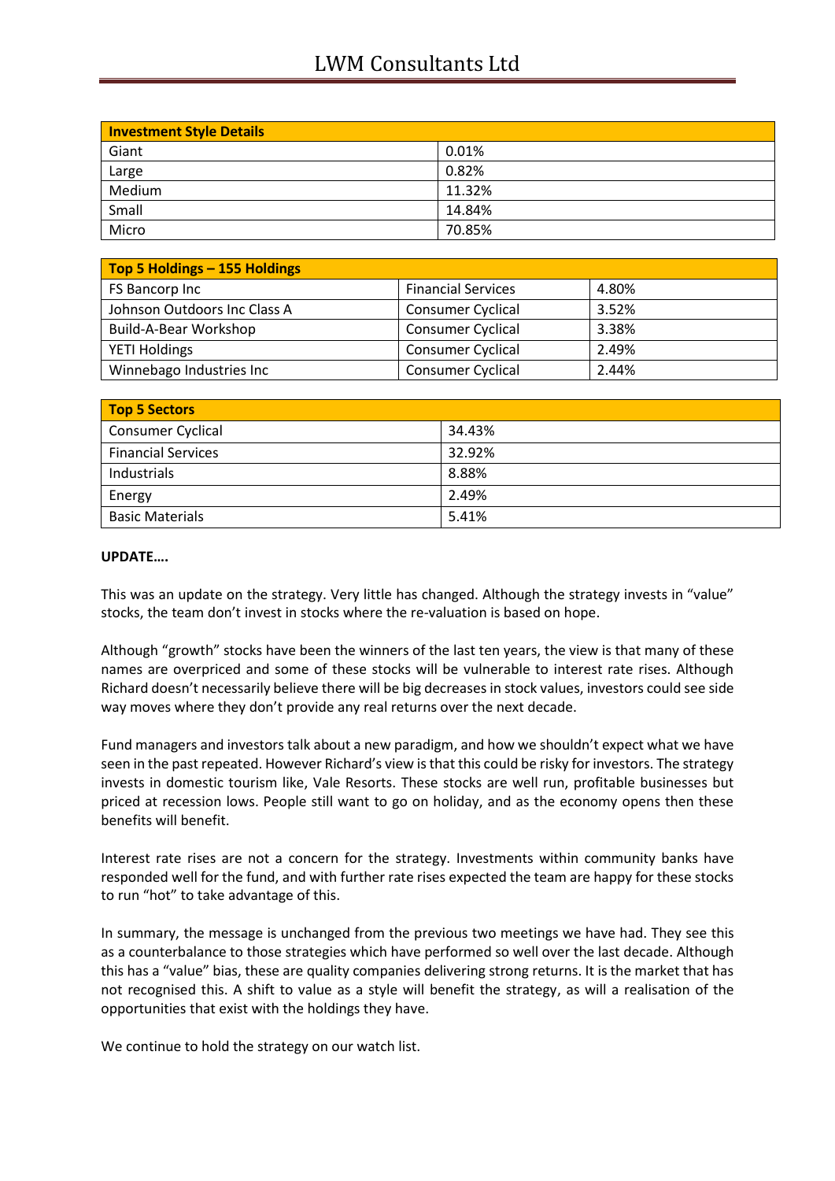| Investment Style Details | |
|---|---|
| Giant | 0.01% |
| Large | 0.82% |
| Medium | 11.32% |
| Small | 14.84% |
| Micro | 70.85% |

| Top 5 Holdings – 155 Holdings | | |
|---|---|---|
| FS Bancorp Inc | Financial Services | 4.80% |
| Johnson Outdoors Inc Class A | Consumer Cyclical | 3.52% |
| Build-A-Bear Workshop | Consumer Cyclical | 3.38% |
| YETI Holdings | Consumer Cyclical | 2.49% |
| Winnebago Industries Inc | Consumer Cyclical | 2.44% |

| Top 5 Sectors | |
|---|---|
| Consumer Cyclical | 34.43% |
| Financial Services | 32.92% |
| Industrials | 8.88% |
| Energy | 2.49% |
| Basic Materials | 5.41% |

**UPDATE….**

This was an update on the strategy. Very little has changed. Although the strategy invests in "value" stocks, the team don't invest in stocks where the re-valuation is based on hope.

Although "growth" stocks have been the winners of the last ten years, the view is that many of these names are overpriced and some of these stocks will be vulnerable to interest rate rises. Although Richard doesn't necessarily believe there will be big decreases in stock values, investors could see side way moves where they don't provide any real returns over the next decade.

Fund managers and investors talk about a new paradigm, and how we shouldn't expect what we have seen in the past repeated. However Richard's view is that this could be risky for investors. The strategy invests in domestic tourism like, Vale Resorts. These stocks are well run, profitable businesses but priced at recession lows. People still want to go on holiday, and as the economy opens then these benefits will benefit.

Interest rate rises are not a concern for the strategy. Investments within community banks have responded well for the fund, and with further rate rises expected the team are happy for these stocks to run "hot" to take advantage of this.

In summary, the message is unchanged from the previous two meetings we have had. They see this as a counterbalance to those strategies which have performed so well over the last decade. Although this has a "value" bias, these are quality companies delivering strong returns. It is the market that has not recognised this. A shift to value as a style will benefit the strategy, as will a realisation of the opportunities that exist with the holdings they have.

We continue to hold the strategy on our watch list.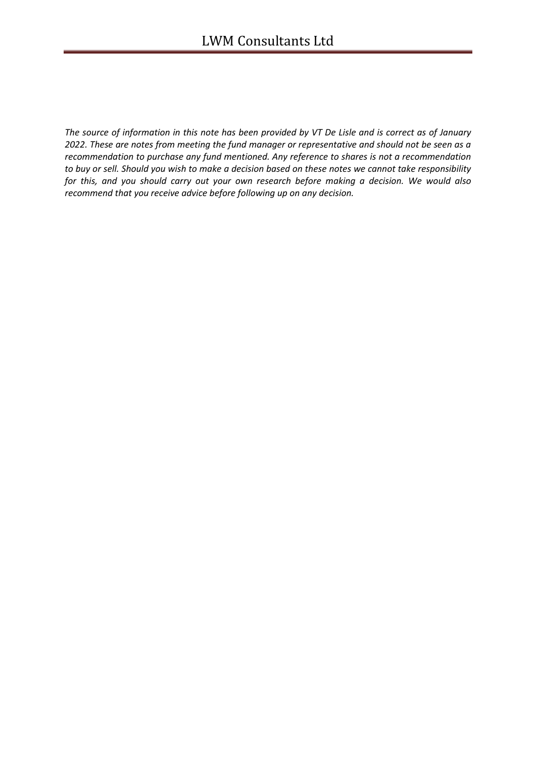*The source of information in this note has been provided by VT De Lisle and is correct as of January 2022. These are notes from meeting the fund manager or representative and should not be seen as a recommendation to purchase any fund mentioned. Any reference to shares is not a recommendation to buy or sell. Should you wish to make a decision based on these notes we cannot take responsibility for this, and you should carry out your own research before making a decision. We would also recommend that you receive advice before following up on any decision.*